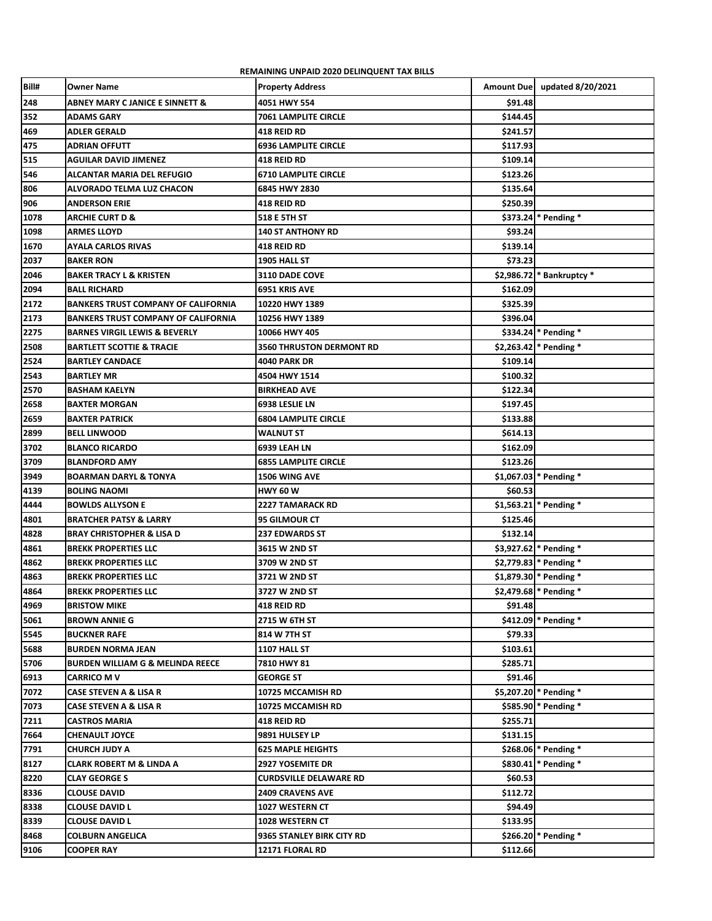**REMAINING UNPAID 2020 DELINQUENT TAX BILLS**

| Bill# | Owner Name | Property Address | Amount Due | updated 8/20/2021 |
|---|---|---|---|---|
| 248 | ABNEY MARY C JANICE E SINNETT & | 4051 HWY 554 | $91.48 | |
| 352 | ADAMS GARY | 7061 LAMPLITE CIRCLE | $144.45 | |
| 469 | ADLER GERALD | 418 REID RD | $241.57 | |
| 475 | ADRIAN OFFUTT | 6936 LAMPLITE CIRCLE | $117.93 | |
| 515 | AGUILAR DAVID JIMENEZ | 418 REID RD | $109.14 | |
| 546 | ALCANTAR MARIA DEL REFUGIO | 6710 LAMPLITE CIRCLE | $123.26 | |
| 806 | ALVORADO TELMA LUZ CHACON | 6845 HWY 2830 | $135.64 | |
| 906 | ANDERSON ERIE | 418 REID RD | $250.39 | |
| 1078 | ARCHIE CURT D & | 518 E 5TH ST | $373.24 | * Pending * |
| 1098 | ARMES LLOYD | 140 ST ANTHONY RD | $93.24 | |
| 1670 | AYALA CARLOS RIVAS | 418 REID RD | $139.14 | |
| 2037 | BAKER RON | 1905 HALL ST | $73.23 | |
| 2046 | BAKER TRACY L & KRISTEN | 3110 DADE COVE | $2,986.72 | * Bankruptcy * |
| 2094 | BALL RICHARD | 6951 KRIS AVE | $162.09 | |
| 2172 | BANKERS TRUST COMPANY OF CALIFORNIA | 10220 HWY 1389 | $325.39 | |
| 2173 | BANKERS TRUST COMPANY OF CALIFORNIA | 10256 HWY 1389 | $396.04 | |
| 2275 | BARNES VIRGIL LEWIS & BEVERLY | 10066 HWY 405 | $334.24 | * Pending * |
| 2508 | BARTLETT SCOTTIE & TRACIE | 3560 THRUSTON DERMONT RD | $2,263.42 | * Pending * |
| 2524 | BARTLEY CANDACE | 4040 PARK DR | $109.14 | |
| 2543 | BARTLEY MR | 4504 HWY 1514 | $100.32 | |
| 2570 | BASHAM KAELYN | BIRKHEAD AVE | $122.34 | |
| 2658 | BAXTER MORGAN | 6938 LESLIE LN | $197.45 | |
| 2659 | BAXTER PATRICK | 6804 LAMPLITE CIRCLE | $133.88 | |
| 2899 | BELL LINWOOD | WALNUT ST | $614.13 | |
| 3702 | BLANCO RICARDO | 6939 LEAH LN | $162.09 | |
| 3709 | BLANDFORD AMY | 6855 LAMPLITE CIRCLE | $123.26 | |
| 3949 | BOARMAN DARYL & TONYA | 1506 WING AVE | $1,067.03 | * Pending * |
| 4139 | BOLING NAOMI | HWY 60 W | $60.53 | |
| 4444 | BOWLDS ALLYSON E | 2227 TAMARACK RD | $1,563.21 | * Pending * |
| 4801 | BRATCHER PATSY & LARRY | 95 GILMOUR CT | $125.46 | |
| 4828 | BRAY CHRISTOPHER & LISA D | 237 EDWARDS ST | $132.14 | |
| 4861 | BREKK PROPERTIES LLC | 3615 W 2ND ST | $3,927.62 | * Pending * |
| 4862 | BREKK PROPERTIES LLC | 3709 W 2ND ST | $2,779.83 | * Pending * |
| 4863 | BREKK PROPERTIES LLC | 3721 W 2ND ST | $1,879.30 | * Pending * |
| 4864 | BREKK PROPERTIES LLC | 3727 W 2ND ST | $2,479.68 | * Pending * |
| 4969 | BRISTOW MIKE | 418 REID RD | $91.48 | |
| 5061 | BROWN ANNIE G | 2715 W 6TH ST | $412.09 | * Pending * |
| 5545 | BUCKNER RAFE | 814 W 7TH ST | $79.33 | |
| 5688 | BURDEN NORMA JEAN | 1107 HALL ST | $103.61 | |
| 5706 | BURDEN WILLIAM G & MELINDA REECE | 7810 HWY 81 | $285.71 | |
| 6913 | CARRICO M V | GEORGE ST | $91.46 | |
| 7072 | CASE STEVEN A & LISA R | 10725 MCCAMISH RD | $5,207.20 | * Pending * |
| 7073 | CASE STEVEN A & LISA R | 10725 MCCAMISH RD | $585.90 | * Pending * |
| 7211 | CASTROS MARIA | 418 REID RD | $255.71 | |
| 7664 | CHENAULT JOYCE | 9891 HULSEY LP | $131.15 | |
| 7791 | CHURCH JUDY A | 625 MAPLE HEIGHTS | $268.06 | * Pending * |
| 8127 | CLARK ROBERT M & LINDA A | 2927 YOSEMITE DR | $830.41 | * Pending * |
| 8220 | CLAY GEORGE S | CURDSVILLE DELAWARE RD | $60.53 | |
| 8336 | CLOUSE DAVID | 2409 CRAVENS AVE | $112.72 | |
| 8338 | CLOUSE DAVID L | 1027 WESTERN CT | $94.49 | |
| 8339 | CLOUSE DAVID L | 1028 WESTERN CT | $133.95 | |
| 8468 | COLBURN ANGELICA | 9365 STANLEY BIRK CITY RD | $266.20 | * Pending * |
| 9106 | COOPER RAY | 12171 FLORAL RD | $112.66 | |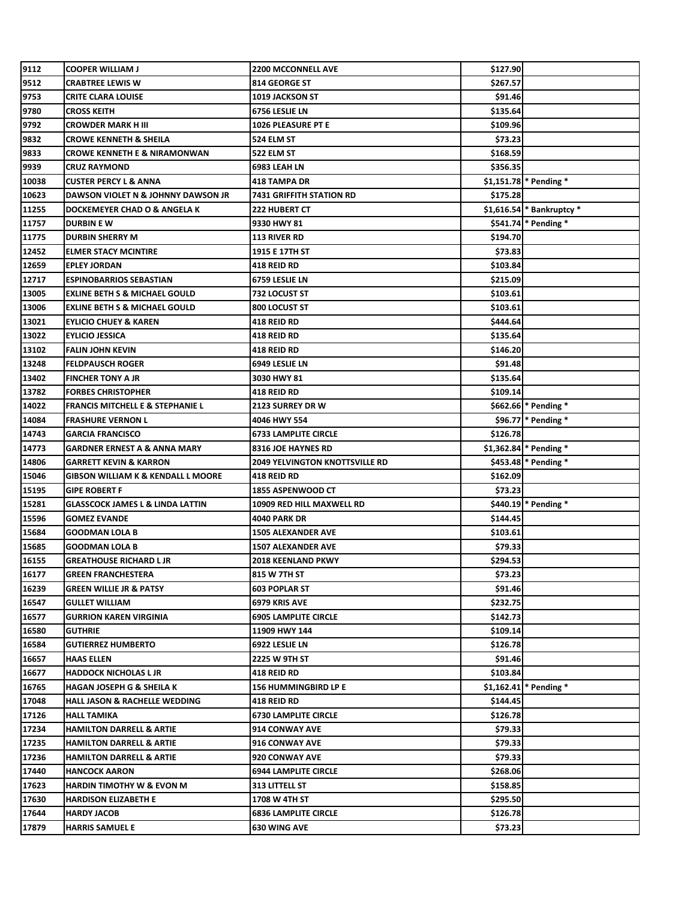| | | | | |
|---|---|---|---|---|
| 9112 | COOPER WILLIAM J | 2200 MCCONNELL AVE | $127.90 | |
| 9512 | CRABTREE LEWIS W | 814 GEORGE ST | $267.57 | |
| 9753 | CRITE CLARA LOUISE | 1019 JACKSON ST | $91.46 | |
| 9780 | CROSS KEITH | 6756 LESLIE LN | $135.64 | |
| 9792 | CROWDER MARK H III | 1026 PLEASURE PT E | $109.96 | |
| 9832 | CROWE KENNETH & SHEILA | 524 ELM ST | $73.23 | |
| 9833 | CROWE KENNETH E & NIRAMONWAN | 522 ELM ST | $168.59 | |
| 9939 | CRUZ RAYMOND | 6983 LEAH LN | $356.35 | |
| 10038 | CUSTER PERCY L & ANNA | 418 TAMPA DR | $1,151.78 | * Pending * |
| 10623 | DAWSON VIOLET N & JOHNNY DAWSON JR | 7431 GRIFFITH STATION RD | $175.28 | |
| 11255 | DOCKEMEYER CHAD O & ANGELA K | 222 HUBERT CT | $1,616.54 | * Bankruptcy * |
| 11757 | DURBIN E W | 9330 HWY 81 | $541.74 | * Pending * |
| 11775 | DURBIN SHERRY M | 113 RIVER RD | $194.70 | |
| 12452 | ELMER STACY MCINTIRE | 1915 E 17TH ST | $73.83 | |
| 12659 | EPLEY JORDAN | 418 REID RD | $103.84 | |
| 12717 | ESPINOBARRIOS SEBASTIAN | 6759 LESLIE LN | $215.09 | |
| 13005 | EXLINE BETH S & MICHAEL GOULD | 732 LOCUST ST | $103.61 | |
| 13006 | EXLINE BETH S & MICHAEL GOULD | 800 LOCUST ST | $103.61 | |
| 13021 | EYLICIO CHUEY & KAREN | 418 REID RD | $444.64 | |
| 13022 | EYLICIO JESSICA | 418 REID RD | $135.64 | |
| 13102 | FALIN JOHN KEVIN | 418 REID RD | $146.20 | |
| 13248 | FELDPAUSCH ROGER | 6949 LESLIE LN | $91.48 | |
| 13402 | FINCHER TONY A JR | 3030 HWY 81 | $135.64 | |
| 13782 | FORBES CHRISTOPHER | 418 REID RD | $109.14 | |
| 14022 | FRANCIS MITCHELL E & STEPHANIE L | 2123 SURREY DR W | $662.66 | * Pending * |
| 14084 | FRASHURE VERNON L | 4046 HWY 554 | $96.77 | * Pending * |
| 14743 | GARCIA FRANCISCO | 6733 LAMPLITE CIRCLE | $126.78 | |
| 14773 | GARDNER ERNEST A & ANNA MARY | 8316 JOE HAYNES RD | $1,362.84 | * Pending * |
| 14806 | GARRETT KEVIN & KARRON | 2049 YELVINGTON KNOTTSVILLE RD | $453.48 | * Pending * |
| 15046 | GIBSON WILLIAM K & KENDALL L MOORE | 418 REID RD | $162.09 | |
| 15195 | GIPE ROBERT F | 1855 ASPENWOOD CT | $73.23 | |
| 15281 | GLASSCOCK JAMES L & LINDA LATTIN | 10909 RED HILL MAXWELL RD | $440.19 | * Pending * |
| 15596 | GOMEZ EVANDE | 4040 PARK DR | $144.45 | |
| 15684 | GOODMAN LOLA B | 1505 ALEXANDER AVE | $103.61 | |
| 15685 | GOODMAN LOLA B | 1507 ALEXANDER AVE | $79.33 | |
| 16155 | GREATHOUSE RICHARD L JR | 2018 KEENLAND PKWY | $294.53 | |
| 16177 | GREEN FRANCHESTERA | 815 W 7TH ST | $73.23 | |
| 16239 | GREEN WILLIE JR & PATSY | 603 POPLAR ST | $91.46 | |
| 16547 | GULLET WILLIAM | 6979 KRIS AVE | $232.75 | |
| 16577 | GURRION KAREN VIRGINIA | 6905 LAMPLITE CIRCLE | $142.73 | |
| 16580 | GUTHRIE | 11909 HWY 144 | $109.14 | |
| 16584 | GUTIERREZ HUMBERTO | 6922 LESLIE LN | $126.78 | |
| 16657 | HAAS ELLEN | 2225 W 9TH ST | $91.46 | |
| 16677 | HADDOCK NICHOLAS L JR | 418 REID RD | $103.84 | |
| 16765 | HAGAN JOSEPH G & SHEILA K | 156 HUMMINGBIRD LP E | $1,162.41 | * Pending * |
| 17048 | HALL JASON & RACHELLE WEDDING | 418 REID RD | $144.45 | |
| 17126 | HALL TAMIKA | 6730 LAMPLITE CIRCLE | $126.78 | |
| 17234 | HAMILTON DARRELL & ARTIE | 914 CONWAY AVE | $79.33 | |
| 17235 | HAMILTON DARRELL & ARTIE | 916 CONWAY AVE | $79.33 | |
| 17236 | HAMILTON DARRELL & ARTIE | 920 CONWAY AVE | $79.33 | |
| 17440 | HANCOCK AARON | 6944 LAMPLITE CIRCLE | $268.06 | |
| 17623 | HARDIN TIMOTHY W & EVON M | 313 LITTELL ST | $158.85 | |
| 17630 | HARDISON ELIZABETH E | 1708 W 4TH ST | $295.50 | |
| 17644 | HARDY JACOB | 6836 LAMPLITE CIRCLE | $126.78 | |
| 17879 | HARRIS SAMUEL E | 630 WING AVE | $73.23 | |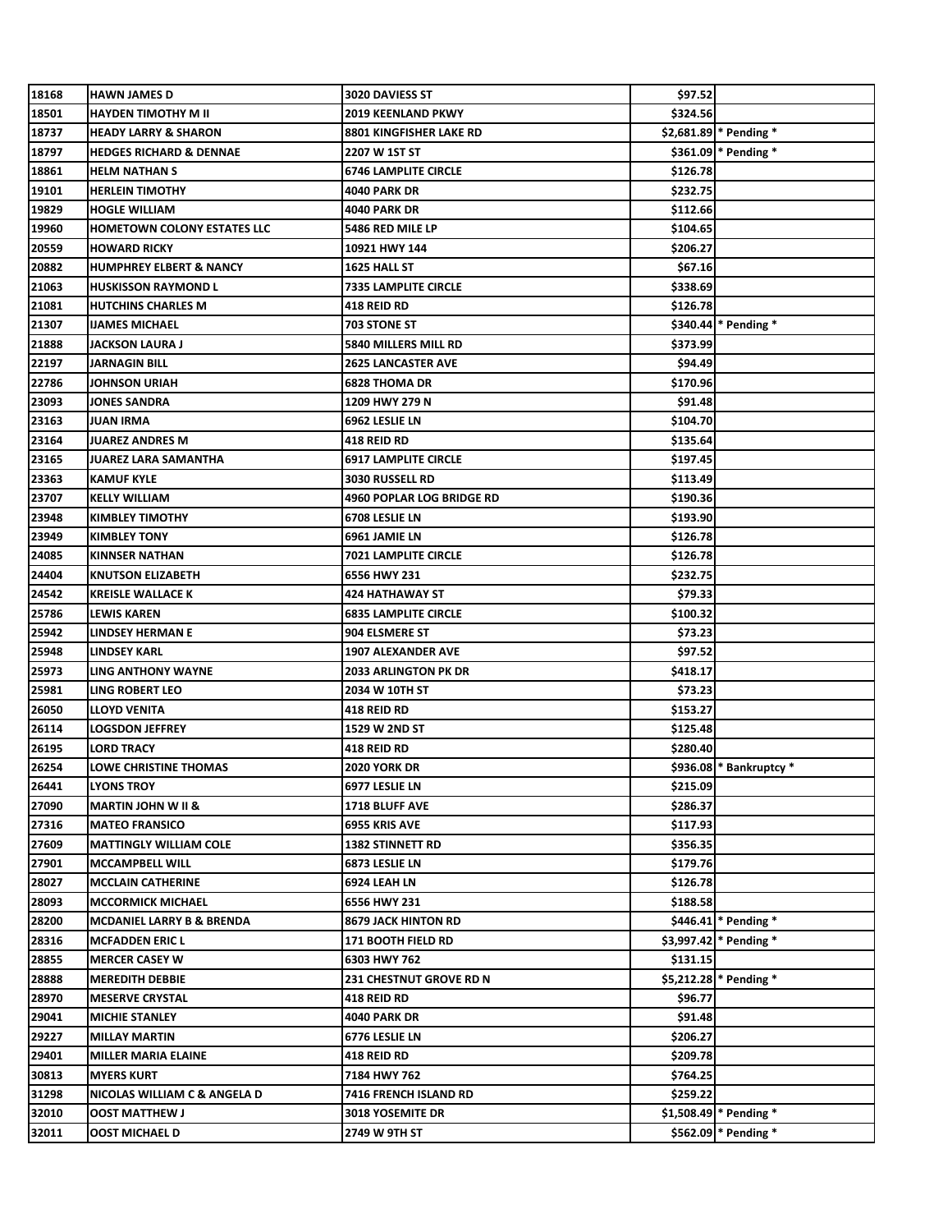| | | | | |
|---|---|---|---|---|
| 18168 | HAWN JAMES D | 3020 DAVIESS ST | $97.52 | |
| 18501 | HAYDEN TIMOTHY M II | 2019 KEENLAND PKWY | $324.56 | |
| 18737 | HEADY LARRY & SHARON | 8801 KINGFISHER LAKE RD | $2,681.89 | * Pending * |
| 18797 | HEDGES RICHARD & DENNAE | 2207 W 1ST ST | $361.09 | * Pending * |
| 18861 | HELM NATHAN S | 6746 LAMPLITE CIRCLE | $126.78 | |
| 19101 | HERLEIN TIMOTHY | 4040 PARK DR | $232.75 | |
| 19829 | HOGLE WILLIAM | 4040 PARK DR | $112.66 | |
| 19960 | HOMETOWN COLONY ESTATES LLC | 5486 RED MILE LP | $104.65 | |
| 20559 | HOWARD RICKY | 10921 HWY 144 | $206.27 | |
| 20882 | HUMPHREY ELBERT & NANCY | 1625 HALL ST | $67.16 | |
| 21063 | HUSKISSON RAYMOND L | 7335 LAMPLITE CIRCLE | $338.69 | |
| 21081 | HUTCHINS CHARLES M | 418 REID RD | $126.78 | |
| 21307 | IJAMES MICHAEL | 703 STONE ST | $340.44 | * Pending * |
| 21888 | JACKSON LAURA J | 5840 MILLERS MILL RD | $373.99 | |
| 22197 | JARNAGIN BILL | 2625 LANCASTER AVE | $94.49 | |
| 22786 | JOHNSON URIAH | 6828 THOMA DR | $170.96 | |
| 23093 | JONES SANDRA | 1209 HWY 279 N | $91.48 | |
| 23163 | JUAN IRMA | 6962 LESLIE LN | $104.70 | |
| 23164 | JUAREZ ANDRES M | 418 REID RD | $135.64 | |
| 23165 | JUAREZ LARA SAMANTHA | 6917 LAMPLITE CIRCLE | $197.45 | |
| 23363 | KAMUF KYLE | 3030 RUSSELL RD | $113.49 | |
| 23707 | KELLY WILLIAM | 4960 POPLAR LOG BRIDGE RD | $190.36 | |
| 23948 | KIMBLEY TIMOTHY | 6708 LESLIE LN | $193.90 | |
| 23949 | KIMBLEY TONY | 6961 JAMIE LN | $126.78 | |
| 24085 | KINNSER NATHAN | 7021 LAMPLITE CIRCLE | $126.78 | |
| 24404 | KNUTSON ELIZABETH | 6556 HWY 231 | $232.75 | |
| 24542 | KREISLE WALLACE K | 424 HATHAWAY ST | $79.33 | |
| 25786 | LEWIS KAREN | 6835 LAMPLITE CIRCLE | $100.32 | |
| 25942 | LINDSEY HERMAN E | 904 ELSMERE ST | $73.23 | |
| 25948 | LINDSEY KARL | 1907 ALEXANDER AVE | $97.52 | |
| 25973 | LING ANTHONY WAYNE | 2033 ARLINGTON PK DR | $418.17 | |
| 25981 | LING ROBERT LEO | 2034 W 10TH ST | $73.23 | |
| 26050 | LLOYD VENITA | 418 REID RD | $153.27 | |
| 26114 | LOGSDON JEFFREY | 1529 W 2ND ST | $125.48 | |
| 26195 | LORD TRACY | 418 REID RD | $280.40 | |
| 26254 | LOWE CHRISTINE THOMAS | 2020 YORK DR | $936.08 | * Bankruptcy * |
| 26441 | LYONS TROY | 6977 LESLIE LN | $215.09 | |
| 27090 | MARTIN JOHN W II & | 1718 BLUFF AVE | $286.37 | |
| 27316 | MATEO FRANSICO | 6955 KRIS AVE | $117.93 | |
| 27609 | MATTINGLY WILLIAM COLE | 1382 STINNETT RD | $356.35 | |
| 27901 | MCCAMPBELL WILL | 6873 LESLIE LN | $179.76 | |
| 28027 | MCCLAIN CATHERINE | 6924 LEAH LN | $126.78 | |
| 28093 | MCCORMICK MICHAEL | 6556 HWY 231 | $188.58 | |
| 28200 | MCDANIEL LARRY B & BRENDA | 8679 JACK HINTON RD | $446.41 | * Pending * |
| 28316 | MCFADDEN ERIC L | 171 BOOTH FIELD RD | $3,997.42 | * Pending * |
| 28855 | MERCER CASEY W | 6303 HWY 762 | $131.15 | |
| 28888 | MEREDITH DEBBIE | 231 CHESTNUT GROVE RD N | $5,212.28 | * Pending * |
| 28970 | MESERVE CRYSTAL | 418 REID RD | $96.77 | |
| 29041 | MICHIE STANLEY | 4040 PARK DR | $91.48 | |
| 29227 | MILLAY MARTIN | 6776 LESLIE LN | $206.27 | |
| 29401 | MILLER MARIA ELAINE | 418 REID RD | $209.78 | |
| 30813 | MYERS KURT | 7184 HWY 762 | $764.25 | |
| 31298 | NICOLAS WILLIAM C & ANGELA D | 7416 FRENCH ISLAND RD | $259.22 | |
| 32010 | OOST MATTHEW J | 3018 YOSEMITE DR | $1,508.49 | * Pending * |
| 32011 | OOST MICHAEL D | 2749 W 9TH ST | $562.09 | * Pending * |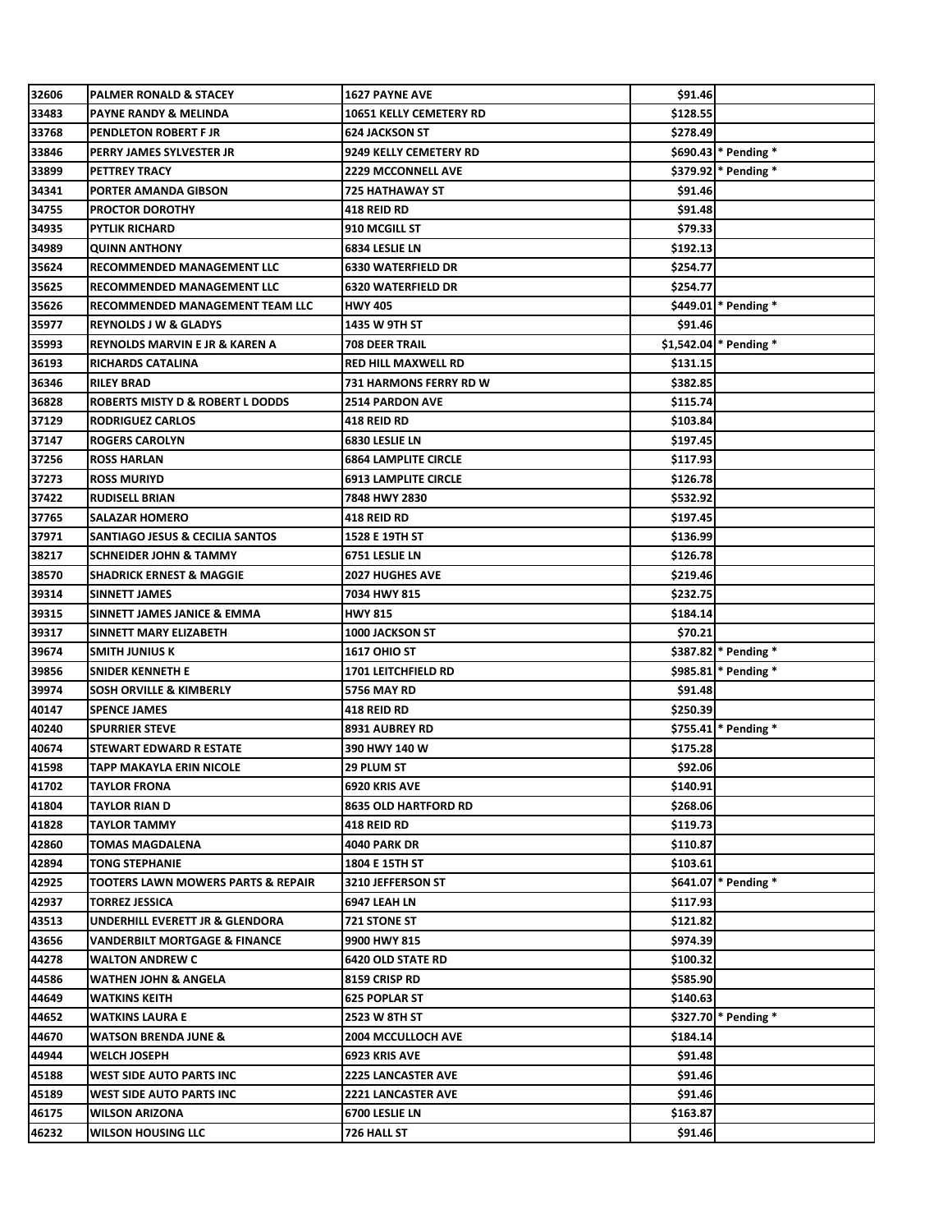| | | | | |
|---|---|---|---|---|
| 32606 | PALMER RONALD & STACEY | 1627 PAYNE AVE | $91.46 | |
| 33483 | PAYNE RANDY & MELINDA | 10651 KELLY CEMETERY RD | $128.55 | |
| 33768 | PENDLETON ROBERT F JR | 624 JACKSON ST | $278.49 | |
| 33846 | PERRY JAMES SYLVESTER JR | 9249 KELLY CEMETERY RD | $690.43 | * Pending * |
| 33899 | PETTREY TRACY | 2229 MCCONNELL AVE | $379.92 | * Pending * |
| 34341 | PORTER AMANDA GIBSON | 725 HATHAWAY ST | $91.46 | |
| 34755 | PROCTOR DOROTHY | 418 REID RD | $91.48 | |
| 34935 | PYTLIK RICHARD | 910 MCGILL ST | $79.33 | |
| 34989 | QUINN ANTHONY | 6834 LESLIE LN | $192.13 | |
| 35624 | RECOMMENDED MANAGEMENT LLC | 6330 WATERFIELD DR | $254.77 | |
| 35625 | RECOMMENDED MANAGEMENT LLC | 6320 WATERFIELD DR | $254.77 | |
| 35626 | RECOMMENDED MANAGEMENT TEAM LLC | HWY 405 | $449.01 | * Pending * |
| 35977 | REYNOLDS J W & GLADYS | 1435 W 9TH ST | $91.46 | |
| 35993 | REYNOLDS MARVIN E JR & KAREN A | 708 DEER TRAIL | $1,542.04 | * Pending * |
| 36193 | RICHARDS CATALINA | RED HILL MAXWELL RD | $131.15 | |
| 36346 | RILEY BRAD | 731 HARMONS FERRY RD W | $382.85 | |
| 36828 | ROBERTS MISTY D & ROBERT L DODDS | 2514 PARDON AVE | $115.74 | |
| 37129 | RODRIGUEZ CARLOS | 418 REID RD | $103.84 | |
| 37147 | ROGERS CAROLYN | 6830 LESLIE LN | $197.45 | |
| 37256 | ROSS HARLAN | 6864 LAMPLITE CIRCLE | $117.93 | |
| 37273 | ROSS MURIYD | 6913 LAMPLITE CIRCLE | $126.78 | |
| 37422 | RUDISELL BRIAN | 7848 HWY 2830 | $532.92 | |
| 37765 | SALAZAR HOMERO | 418 REID RD | $197.45 | |
| 37971 | SANTIAGO JESUS & CECILIA SANTOS | 1528 E 19TH ST | $136.99 | |
| 38217 | SCHNEIDER JOHN & TAMMY | 6751 LESLIE LN | $126.78 | |
| 38570 | SHADRICK ERNEST & MAGGIE | 2027 HUGHES AVE | $219.46 | |
| 39314 | SINNETT JAMES | 7034 HWY 815 | $232.75 | |
| 39315 | SINNETT JAMES JANICE & EMMA | HWY 815 | $184.14 | |
| 39317 | SINNETT MARY ELIZABETH | 1000 JACKSON ST | $70.21 | |
| 39674 | SMITH JUNIUS K | 1617 OHIO ST | $387.82 | * Pending * |
| 39856 | SNIDER KENNETH E | 1701 LEITCHFIELD RD | $985.81 | * Pending * |
| 39974 | SOSH ORVILLE & KIMBERLY | 5756 MAY RD | $91.48 | |
| 40147 | SPENCE JAMES | 418 REID RD | $250.39 | |
| 40240 | SPURRIER STEVE | 8931 AUBREY RD | $755.41 | * Pending * |
| 40674 | STEWART EDWARD R ESTATE | 390 HWY 140 W | $175.28 | |
| 41598 | TAPP MAKAYLA ERIN NICOLE | 29 PLUM ST | $92.06 | |
| 41702 | TAYLOR FRONA | 6920 KRIS AVE | $140.91 | |
| 41804 | TAYLOR RIAN D | 8635 OLD HARTFORD RD | $268.06 | |
| 41828 | TAYLOR TAMMY | 418 REID RD | $119.73 | |
| 42860 | TOMAS MAGDALENA | 4040 PARK DR | $110.87 | |
| 42894 | TONG STEPHANIE | 1804 E 15TH ST | $103.61 | |
| 42925 | TOOTERS LAWN MOWERS PARTS & REPAIR | 3210 JEFFERSON ST | $641.07 | * Pending * |
| 42937 | TORREZ JESSICA | 6947 LEAH LN | $117.93 | |
| 43513 | UNDERHILL EVERETT JR & GLENDORA | 721 STONE ST | $121.82 | |
| 43656 | VANDERBILT MORTGAGE & FINANCE | 9900 HWY 815 | $974.39 | |
| 44278 | WALTON ANDREW C | 6420 OLD STATE RD | $100.32 | |
| 44586 | WATHEN JOHN & ANGELA | 8159 CRISP RD | $585.90 | |
| 44649 | WATKINS KEITH | 625 POPLAR ST | $140.63 | |
| 44652 | WATKINS LAURA E | 2523 W 8TH ST | $327.70 | * Pending * |
| 44670 | WATSON BRENDA JUNE & | 2004 MCCULLOCH AVE | $184.14 | |
| 44944 | WELCH JOSEPH | 6923 KRIS AVE | $91.48 | |
| 45188 | WEST SIDE AUTO PARTS INC | 2225 LANCASTER AVE | $91.46 | |
| 45189 | WEST SIDE AUTO PARTS INC | 2221 LANCASTER AVE | $91.46 | |
| 46175 | WILSON ARIZONA | 6700 LESLIE LN | $163.87 | |
| 46232 | WILSON HOUSING LLC | 726 HALL ST | $91.46 | |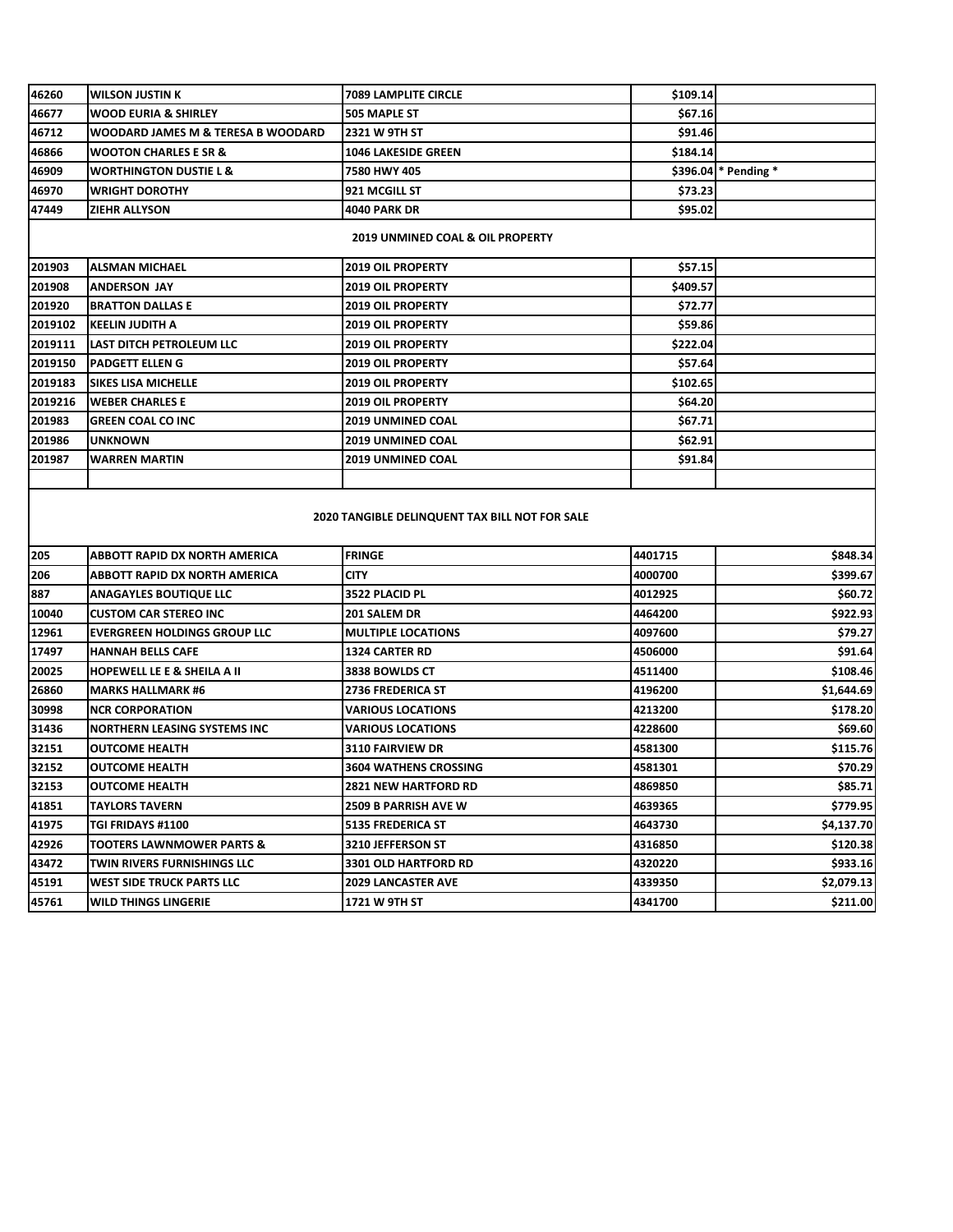| | | | | |
|---|---|---|---|---|
| 46260 | WILSON JUSTIN K | 7089 LAMPLITE CIRCLE | $109.14 | |
| 46677 | WOOD EURIA & SHIRLEY | 505 MAPLE ST | $67.16 | |
| 46712 | WOODARD JAMES M & TERESA B WOODARD | 2321 W 9TH ST | $91.46 | |
| 46866 | WOOTON CHARLES E SR & | 1046 LAKESIDE GREEN | $184.14 | |
| 46909 | WORTHINGTON DUSTIE L & | 7580 HWY 405 | $396.04 | * Pending * |
| 46970 | WRIGHT DOROTHY | 921 MCGILL ST | $73.23 | |
| 47449 | ZIEHR ALLYSON | 4040 PARK DR | $95.02 | |
| | | **2019 UNMINED COAL & OIL PROPERTY** | | |
| 201903 | ALSMAN MICHAEL | 2019 OIL PROPERTY | $57.15 | |
| 201908 | ANDERSON JAY | 2019 OIL PROPERTY | $409.57 | |
| 201920 | BRATTON DALLAS E | 2019 OIL PROPERTY | $72.77 | |
| 2019102 | KEELIN JUDITH A | 2019 OIL PROPERTY | $59.86 | |
| 2019111 | LAST DITCH PETROLEUM LLC | 2019 OIL PROPERTY | $222.04 | |
| 2019150 | PADGETT ELLEN G | 2019 OIL PROPERTY | $57.64 | |
| 2019183 | SIKES LISA MICHELLE | 2019 OIL PROPERTY | $102.65 | |
| 2019216 | WEBER CHARLES E | 2019 OIL PROPERTY | $64.20 | |
| 201983 | GREEN COAL CO INC | 2019 UNMINED COAL | $67.71 | |
| 201986 | UNKNOWN | 2019 UNMINED COAL | $62.91 | |
| 201987 | WARREN MARTIN | 2019 UNMINED COAL | $91.84 | |
| | | | | |
| | | **2020 TANGIBLE DELINQUENT TAX BILL NOT FOR SALE** | | |
| 205 | ABBOTT RAPID DX NORTH AMERICA | FRINGE | 4401715 | $848.34 |
| 206 | ABBOTT RAPID DX NORTH AMERICA | CITY | 4000700 | $399.67 |
| 887 | ANAGAYLES BOUTIQUE LLC | 3522 PLACID PL | 4012925 | $60.72 |
| 10040 | CUSTOM CAR STEREO INC | 201 SALEM DR | 4464200 | $922.93 |
| 12961 | EVERGREEN HOLDINGS GROUP LLC | MULTIPLE LOCATIONS | 4097600 | $79.27 |
| 17497 | HANNAH BELLS CAFE | 1324 CARTER RD | 4506000 | $91.64 |
| 20025 | HOPEWELL LE E & SHEILA A II | 3838 BOWLDS CT | 4511400 | $108.46 |
| 26860 | MARKS HALLMARK #6 | 2736 FREDERICA ST | 4196200 | $1,644.69 |
| 30998 | NCR CORPORATION | VARIOUS LOCATIONS | 4213200 | $178.20 |
| 31436 | NORTHERN LEASING SYSTEMS INC | VARIOUS LOCATIONS | 4228600 | $69.60 |
| 32151 | OUTCOME HEALTH | 3110 FAIRVIEW DR | 4581300 | $115.76 |
| 32152 | OUTCOME HEALTH | 3604 WATHENS CROSSING | 4581301 | $70.29 |
| 32153 | OUTCOME HEALTH | 2821 NEW HARTFORD RD | 4869850 | $85.71 |
| 41851 | TAYLORS TAVERN | 2509 B PARRISH AVE W | 4639365 | $779.95 |
| 41975 | TGI FRIDAYS #1100 | 5135 FREDERICA ST | 4643730 | $4,137.70 |
| 42926 | TOOTERS LAWNMOWER PARTS & | 3210 JEFFERSON ST | 4316850 | $120.38 |
| 43472 | TWIN RIVERS FURNISHINGS LLC | 3301 OLD HARTFORD RD | 4320220 | $933.16 |
| 45191 | WEST SIDE TRUCK PARTS LLC | 2029 LANCASTER AVE | 4339350 | $2,079.13 |
| 45761 | WILD THINGS LINGERIE | 1721 W 9TH ST | 4341700 | $211.00 |